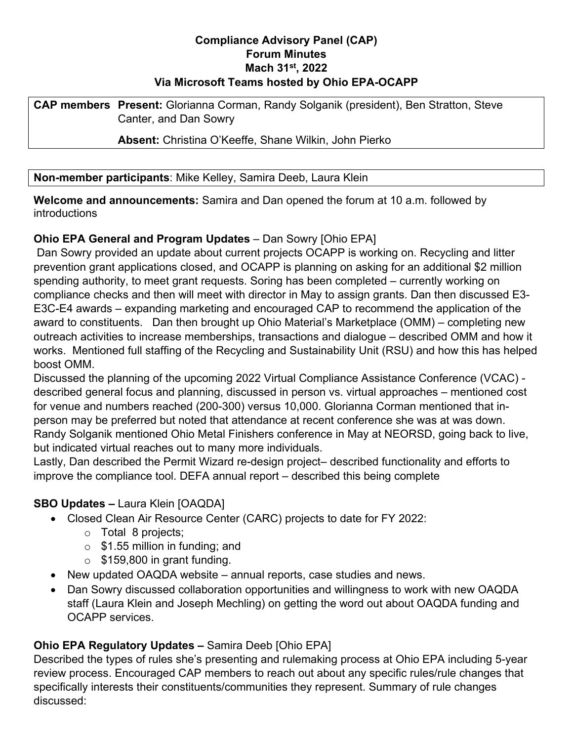# Compliance Advisory Panel (CAP)
## Forum Minutes
## Mach 31st, 2022
## Via Microsoft Teams hosted by Ohio EPA-OCAPP

| **CAP members** | **Present:** Glorianna Corman, Randy Solganik (president), Ben Stratton, Steve Canter, and Dan Sowry<br><br>**Absent:** Christina O'Keeffe, Shane Wilkin, John Pierko |
|---|---|

| **Non-member participants**: Mike Kelley, Samira Deeb, Laura Klein |
|---|

**Welcome and announcements:** Samira and Dan opened the forum at 10 a.m. followed by introductions

**Ohio EPA General and Program Updates** – Dan Sowry [Ohio EPA]

Dan Sowry provided an update about current projects OCAPP is working on. Recycling and litter prevention grant applications closed, and OCAPP is planning on asking for an additional $2 million spending authority, to meet grant requests. Soring has been completed – currently working on compliance checks and then will meet with director in May to assign grants. Dan then discussed E3-E3C-E4 awards – expanding marketing and encouraged CAP to recommend the application of the award to constituents. Dan then brought up Ohio Material's Marketplace (OMM) – completing new outreach activities to increase memberships, transactions and dialogue – described OMM and how it works. Mentioned full staffing of the Recycling and Sustainability Unit (RSU) and how this has helped boost OMM.

Discussed the planning of the upcoming 2022 Virtual Compliance Assistance Conference (VCAC) - described general focus and planning, discussed in person vs. virtual approaches – mentioned cost for venue and numbers reached (200-300) versus 10,000. Glorianna Corman mentioned that in-person may be preferred but noted that attendance at recent conference she was at was down. Randy Solganik mentioned Ohio Metal Finishers conference in May at NEORSD, going back to live, but indicated virtual reaches out to many more individuals.

Lastly, Dan described the Permit Wizard re-design project– described functionality and efforts to improve the compliance tool. DEFA annual report – described this being complete

**SBO Updates –** Laura Klein [OAQDA]

- Closed Clean Air Resource Center (CARC) projects to date for FY 2022:
  - Total 8 projects;
  - $1.55 million in funding; and
  - $159,800 in grant funding.
- New updated OAQDA website – annual reports, case studies and news.
- Dan Sowry discussed collaboration opportunities and willingness to work with new OAQDA staff (Laura Klein and Joseph Mechling) on getting the word out about OAQDA funding and OCAPP services.

**Ohio EPA Regulatory Updates –** Samira Deeb [Ohio EPA]

Described the types of rules she's presenting and rulemaking process at Ohio EPA including 5-year review process. Encouraged CAP members to reach out about any specific rules/rule changes that specifically interests their constituents/communities they represent. Summary of rule changes discussed: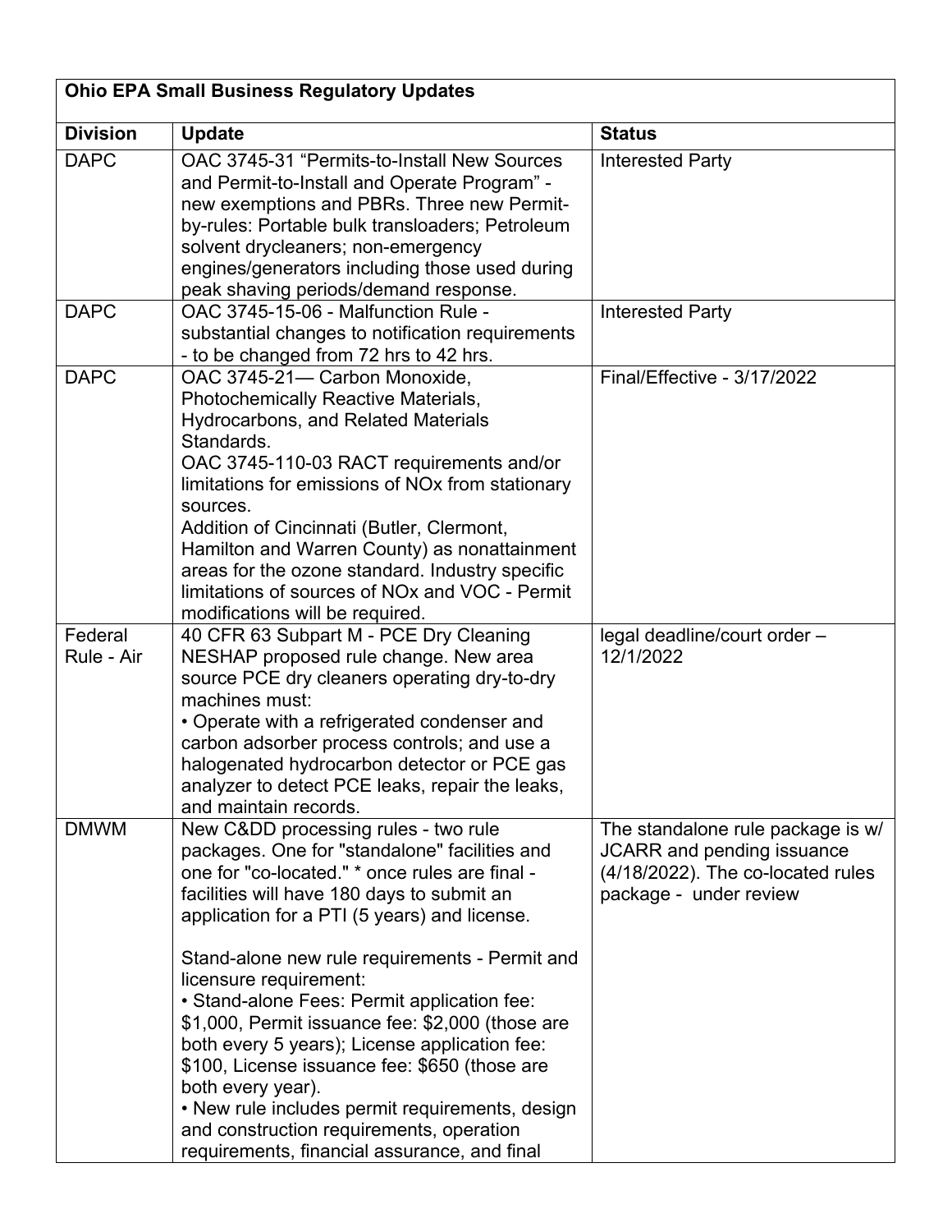| **Ohio EPA Small Business Regulatory Updates** | | |
|---|---|---|
| **Division** | **Update** | **Status** |
| DAPC | OAC 3745-31 "Permits-to-Install New Sources and Permit-to-Install and Operate Program" - new exemptions and PBRs. Three new Permit-by-rules: Portable bulk transloaders; Petroleum solvent drycleaners; non-emergency engines/generators including those used during peak shaving periods/demand response. | Interested Party |
| DAPC | OAC 3745-15-06 - Malfunction Rule - substantial changes to notification requirements - to be changed from 72 hrs to 42 hrs. | Interested Party |
| DAPC | OAC 3745-21— Carbon Monoxide, Photochemically Reactive Materials, Hydrocarbons, and Related Materials Standards.<br>OAC 3745-110-03 RACT requirements and/or limitations for emissions of NOx from stationary sources.<br>Addition of Cincinnati (Butler, Clermont, Hamilton and Warren County) as nonattainment areas for the ozone standard. Industry specific limitations of sources of NOx and VOC - Permit modifications will be required. | Final/Effective - 3/17/2022 |
| Federal Rule - Air | 40 CFR 63 Subpart M - PCE Dry Cleaning NESHAP proposed rule change. New area source PCE dry cleaners operating dry-to-dry machines must:<br>• Operate with a refrigerated condenser and carbon adsorber process controls; and use a halogenated hydrocarbon detector or PCE gas analyzer to detect PCE leaks, repair the leaks, and maintain records. | legal deadline/court order – 12/1/2022 |
| DMWM | New C&DD processing rules - two rule packages. One for "standalone" facilities and one for "co-located." * once rules are final - facilities will have 180 days to submit an application for a PTI (5 years) and license.<br><br>Stand-alone new rule requirements - Permit and licensure requirement:<br>• Stand-alone Fees: Permit application fee: $1,000, Permit issuance fee: $2,000 (those are both every 5 years); License application fee: $100, License issuance fee: $650 (those are both every year).<br>• New rule includes permit requirements, design and construction requirements, operation requirements, financial assurance, and final | The standalone rule package is w/ JCARR and pending issuance (4/18/2022). The co-located rules package - under review |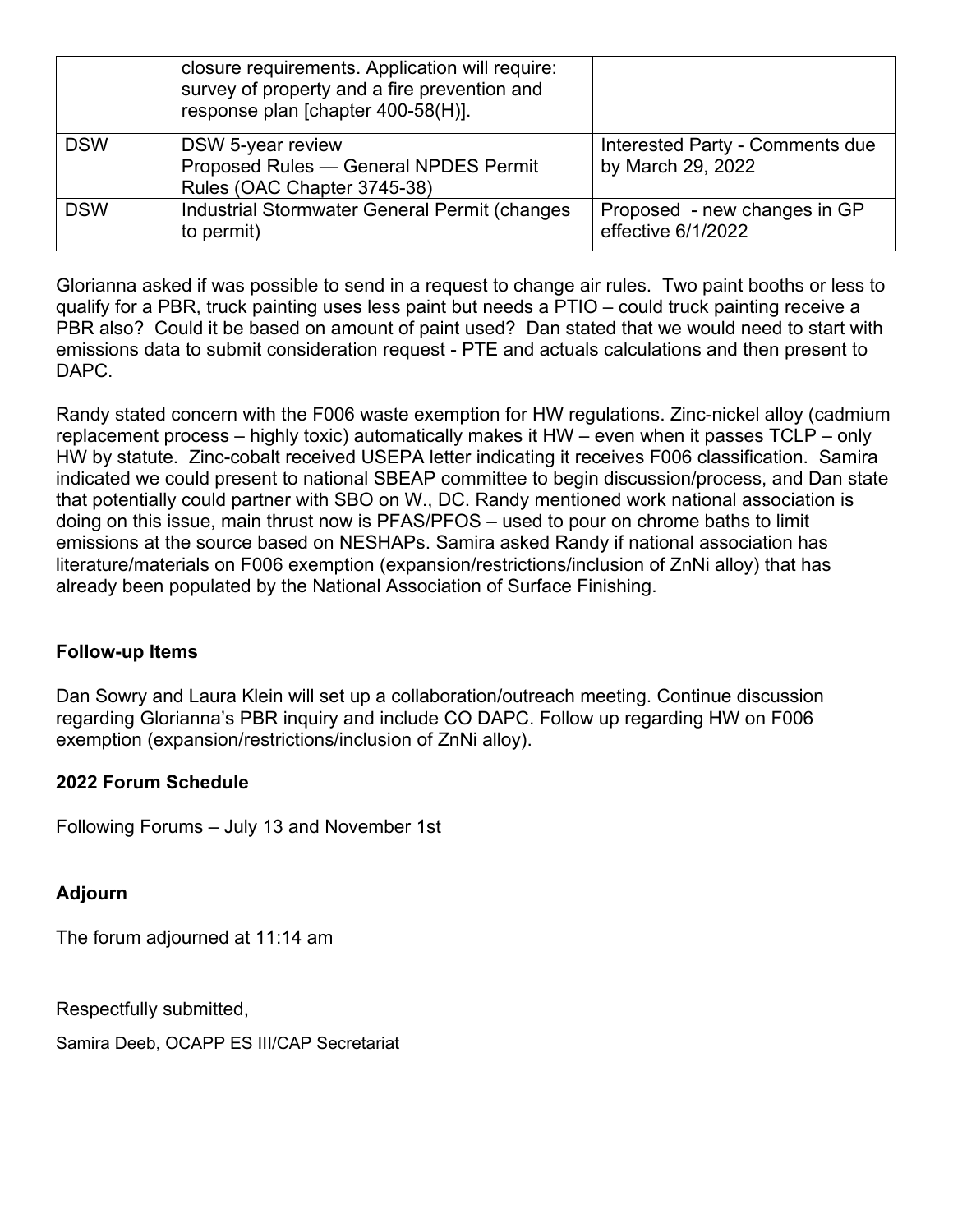| | | |
|---|---|---|
| | closure requirements. Application will require: survey of property and a fire prevention and response plan [chapter 400-58(H)]. | |
| DSW | DSW 5-year review<br>Proposed Rules — General NPDES Permit Rules (OAC Chapter 3745-38) | Interested Party - Comments due by March 29, 2022 |
| DSW | Industrial Stormwater General Permit (changes to permit) | Proposed - new changes in GP effective 6/1/2022 |

Glorianna asked if was possible to send in a request to change air rules. Two paint booths or less to qualify for a PBR, truck painting uses less paint but needs a PTIO – could truck painting receive a PBR also? Could it be based on amount of paint used? Dan stated that we would need to start with emissions data to submit consideration request - PTE and actuals calculations and then present to DAPC.

Randy stated concern with the F006 waste exemption for HW regulations. Zinc-nickel alloy (cadmium replacement process – highly toxic) automatically makes it HW – even when it passes TCLP – only HW by statute. Zinc-cobalt received USEPA letter indicating it receives F006 classification. Samira indicated we could present to national SBEAP committee to begin discussion/process, and Dan state that potentially could partner with SBO on W., DC. Randy mentioned work national association is doing on this issue, main thrust now is PFAS/PFOS – used to pour on chrome baths to limit emissions at the source based on NESHAPs. Samira asked Randy if national association has literature/materials on F006 exemption (expansion/restrictions/inclusion of ZnNi alloy) that has already been populated by the National Association of Surface Finishing.

### Follow-up Items

Dan Sowry and Laura Klein will set up a collaboration/outreach meeting. Continue discussion regarding Glorianna's PBR inquiry and include CO DAPC. Follow up regarding HW on F006 exemption (expansion/restrictions/inclusion of ZnNi alloy).

### 2022 Forum Schedule

Following Forums – July 13 and November 1st

### Adjourn

The forum adjourned at 11:14 am

Respectfully submitted,

Samira Deeb, OCAPP ES III/CAP Secretariat